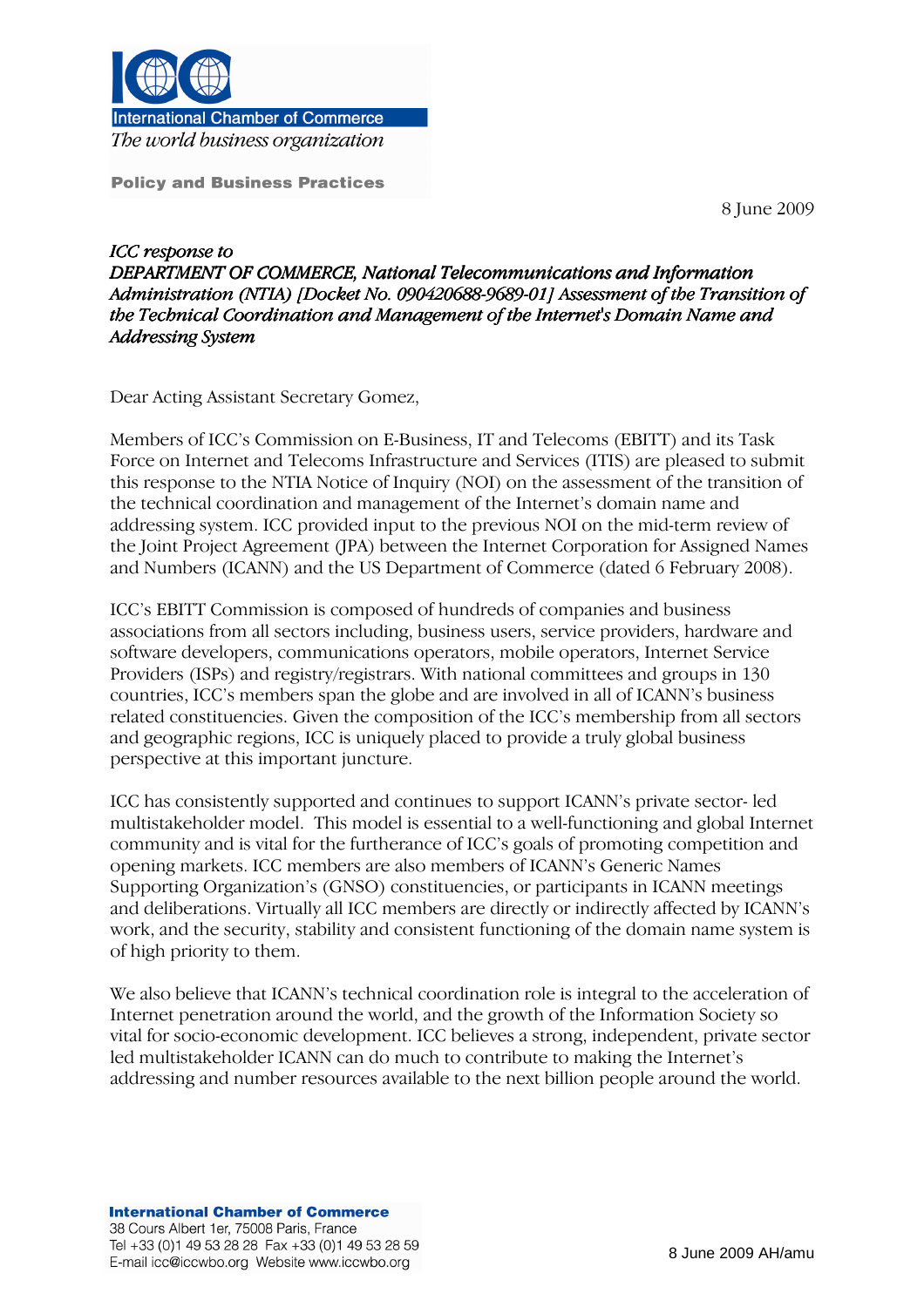International Chamber of Commerce

*The world business organization*

**Policy and Business Practices**

8 June 2009

***ICC response to DEPARTMENT OF COMMERCE, National Telecommunications and Information Administration (NTIA) [Docket No. 090420688-9689-01] Assessment of the Transition of the Technical Coordination and Management of the Internet's Domain Name and Addressing System***

Dear Acting Assistant Secretary Gomez,

Members of ICC's Commission on E-Business, IT and Telecoms (EBITT) and its Task Force on Internet and Telecoms Infrastructure and Services (ITIS) are pleased to submit this response to the NTIA Notice of Inquiry (NOI) on the assessment of the transition of the technical coordination and management of the Internet's domain name and addressing system. ICC provided input to the previous NOI on the mid-term review of the Joint Project Agreement (JPA) between the Internet Corporation for Assigned Names and Numbers (ICANN) and the US Department of Commerce (dated 6 February 2008).

ICC's EBITT Commission is composed of hundreds of companies and business associations from all sectors including, business users, service providers, hardware and software developers, communications operators, mobile operators, Internet Service Providers (ISPs) and registry/registrars. With national committees and groups in 130 countries, ICC's members span the globe and are involved in all of ICANN's business related constituencies. Given the composition of the ICC's membership from all sectors and geographic regions, ICC is uniquely placed to provide a truly global business perspective at this important juncture.

ICC has consistently supported and continues to support ICANN's private sector- led multistakeholder model. This model is essential to a well-functioning and global Internet community and is vital for the furtherance of ICC's goals of promoting competition and opening markets. ICC members are also members of ICANN's Generic Names Supporting Organization's (GNSO) constituencies, or participants in ICANN meetings and deliberations. Virtually all ICC members are directly or indirectly affected by ICANN's work, and the security, stability and consistent functioning of the domain name system is of high priority to them.

We also believe that ICANN's technical coordination role is integral to the acceleration of Internet penetration around the world, and the growth of the Information Society so vital for socio-economic development. ICC believes a strong, independent, private sector led multistakeholder ICANN can do much to contribute to making the Internet's addressing and number resources available to the next billion people around the world.

**International Chamber of Commerce**
38 Cours Albert 1er, 75008 Paris, France
Tel +33 (0)1 49 53 28 28 Fax +33 (0)1 49 53 28 59
E-mail icc@iccwbo.org Website www.iccwbo.org

8 June 2009 AH/amu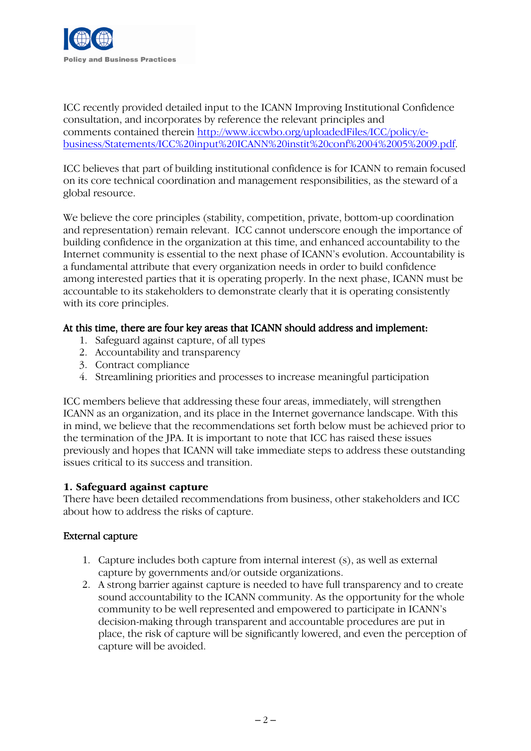ICC recently provided detailed input to the ICANN Improving Institutional Confidence consultation, and incorporates by reference the relevant principles and comments contained therein [http://www.iccwbo.org/uploadedFiles/ICC/policy/e-business/Statements/ICC%20input%20ICANN%20instit%20conf%2004%2005%2009.pdf](http://www.iccwbo.org/uploadedFiles/ICC/policy/e-business/Statements/ICC%20input%20ICANN%20instit%20conf%2004%2005%2009.pdf).

ICC believes that part of building institutional confidence is for ICANN to remain focused on its core technical coordination and management responsibilities, as the steward of a global resource.

We believe the core principles (stability, competition, private, bottom-up coordination and representation) remain relevant. ICC cannot underscore enough the importance of building confidence in the organization at this time, and enhanced accountability to the Internet community is essential to the next phase of ICANN's evolution. Accountability is a fundamental attribute that every organization needs in order to build confidence among interested parties that it is operating properly. In the next phase, ICANN must be accountable to its stakeholders to demonstrate clearly that it is operating consistently with its core principles.

**At this time, there are four key areas that ICANN should address and implement:**

1. Safeguard against capture, of all types
2. Accountability and transparency
3. Contract compliance
4. Streamlining priorities and processes to increase meaningful participation

ICC members believe that addressing these four areas, immediately, will strengthen ICANN as an organization, and its place in the Internet governance landscape. With this in mind, we believe that the recommendations set forth below must be achieved prior to the termination of the JPA. It is important to note that ICC has raised these issues previously and hopes that ICANN will take immediate steps to address these outstanding issues critical to its success and transition.

**1. Safeguard against capture**

There have been detailed recommendations from business, other stakeholders and ICC about how to address the risks of capture.

External capture

1. Capture includes both capture from internal interest (s), as well as external capture by governments and/or outside organizations.
2. A strong barrier against capture is needed to have full transparency and to create sound accountability to the ICANN community. As the opportunity for the whole community to be well represented and empowered to participate in ICANN's decision-making through transparent and accountable procedures are put in place, the risk of capture will be significantly lowered, and even the perception of capture will be avoided.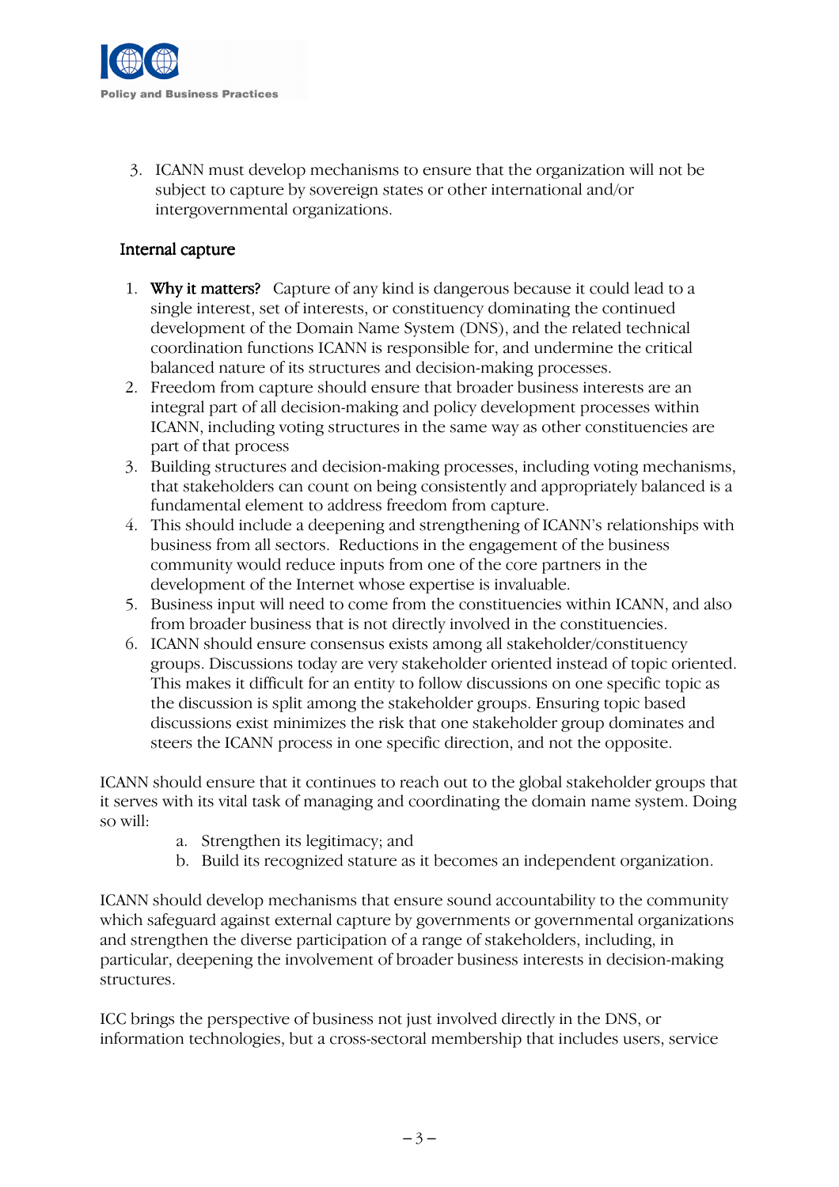3. ICANN must develop mechanisms to ensure that the organization will not be subject to capture by sovereign states or other international and/or intergovernmental organizations.

### Internal capture

1. **Why it matters?** Capture of any kind is dangerous because it could lead to a single interest, set of interests, or constituency dominating the continued development of the Domain Name System (DNS), and the related technical coordination functions ICANN is responsible for, and undermine the critical balanced nature of its structures and decision-making processes.
2. Freedom from capture should ensure that broader business interests are an integral part of all decision-making and policy development processes within ICANN, including voting structures in the same way as other constituencies are part of that process
3. Building structures and decision-making processes, including voting mechanisms, that stakeholders can count on being consistently and appropriately balanced is a fundamental element to address freedom from capture.
4. This should include a deepening and strengthening of ICANN's relationships with business from all sectors. Reductions in the engagement of the business community would reduce inputs from one of the core partners in the development of the Internet whose expertise is invaluable.
5. Business input will need to come from the constituencies within ICANN, and also from broader business that is not directly involved in the constituencies.
6. ICANN should ensure consensus exists among all stakeholder/constituency groups. Discussions today are very stakeholder oriented instead of topic oriented. This makes it difficult for an entity to follow discussions on one specific topic as the discussion is split among the stakeholder groups. Ensuring topic based discussions exist minimizes the risk that one stakeholder group dominates and steers the ICANN process in one specific direction, and not the opposite.

ICANN should ensure that it continues to reach out to the global stakeholder groups that it serves with its vital task of managing and coordinating the domain name system. Doing so will:

a. Strengthen its legitimacy; and
b. Build its recognized stature as it becomes an independent organization.

ICANN should develop mechanisms that ensure sound accountability to the community which safeguard against external capture by governments or governmental organizations and strengthen the diverse participation of a range of stakeholders, including, in particular, deepening the involvement of broader business interests in decision-making structures.

ICC brings the perspective of business not just involved directly in the DNS, or information technologies, but a cross-sectoral membership that includes users, service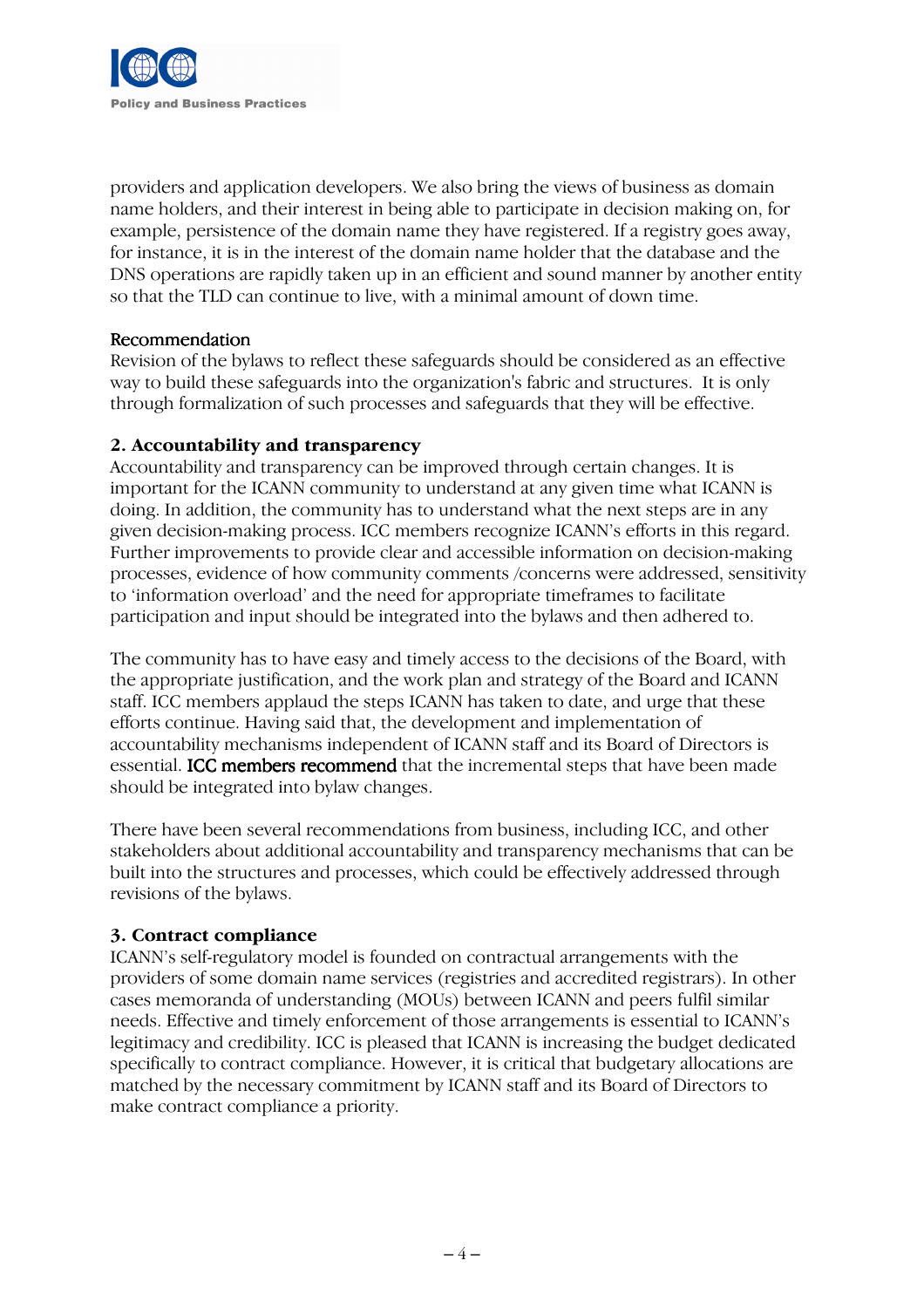providers and application developers. We also bring the views of business as domain name holders, and their interest in being able to participate in decision making on, for example, persistence of the domain name they have registered. If a registry goes away, for instance, it is in the interest of the domain name holder that the database and the DNS operations are rapidly taken up in an efficient and sound manner by another entity so that the TLD can continue to live, with a minimal amount of down time.

Recommendation
Revision of the bylaws to reflect these safeguards should be considered as an effective way to build these safeguards into the organization's fabric and structures. It is only through formalization of such processes and safeguards that they will be effective.

### 2. Accountability and transparency

Accountability and transparency can be improved through certain changes. It is important for the ICANN community to understand at any given time what ICANN is doing. In addition, the community has to understand what the next steps are in any given decision-making process. ICC members recognize ICANN's efforts in this regard. Further improvements to provide clear and accessible information on decision-making processes, evidence of how community comments /concerns were addressed, sensitivity to 'information overload' and the need for appropriate timeframes to facilitate participation and input should be integrated into the bylaws and then adhered to.

The community has to have easy and timely access to the decisions of the Board, with the appropriate justification, and the work plan and strategy of the Board and ICANN staff. ICC members applaud the steps ICANN has taken to date, and urge that these efforts continue. Having said that, the development and implementation of accountability mechanisms independent of ICANN staff and its Board of Directors is essential. ICC members recommend that the incremental steps that have been made should be integrated into bylaw changes.

There have been several recommendations from business, including ICC, and other stakeholders about additional accountability and transparency mechanisms that can be built into the structures and processes, which could be effectively addressed through revisions of the bylaws.

### 3. Contract compliance

ICANN's self-regulatory model is founded on contractual arrangements with the providers of some domain name services (registries and accredited registrars). In other cases memoranda of understanding (MOUs) between ICANN and peers fulfil similar needs. Effective and timely enforcement of those arrangements is essential to ICANN's legitimacy and credibility. ICC is pleased that ICANN is increasing the budget dedicated specifically to contract compliance. However, it is critical that budgetary allocations are matched by the necessary commitment by ICANN staff and its Board of Directors to make contract compliance a priority.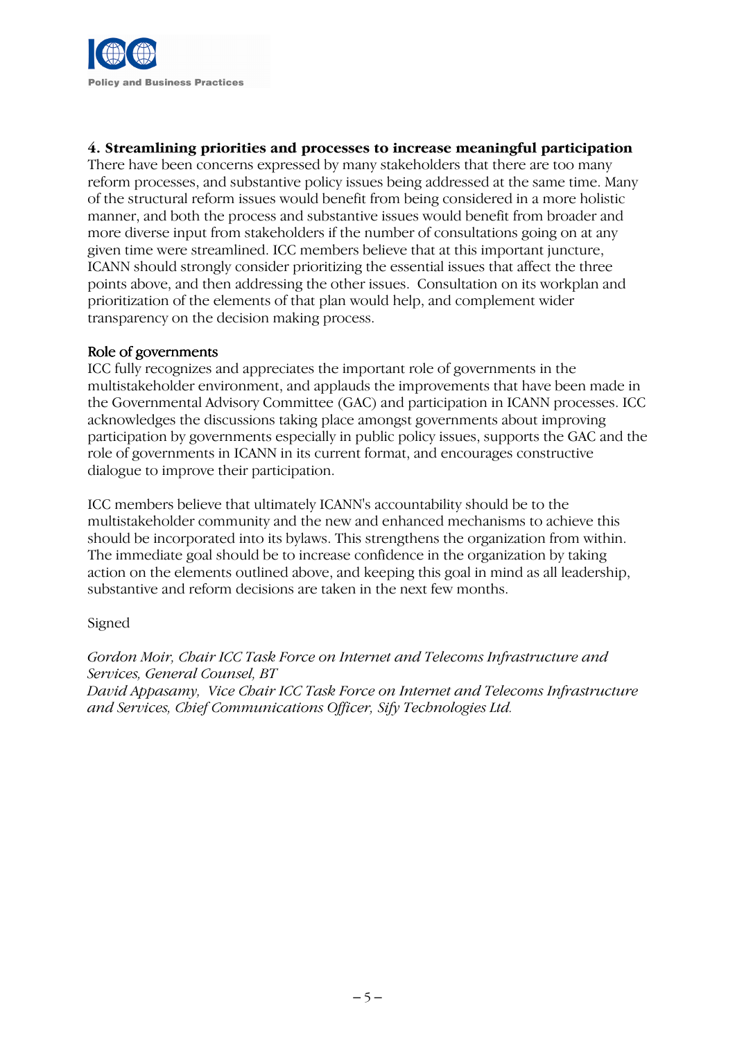**4. Streamlining priorities and processes to increase meaningful participation**
There have been concerns expressed by many stakeholders that there are too many reform processes, and substantive policy issues being addressed at the same time. Many of the structural reform issues would benefit from being considered in a more holistic manner, and both the process and substantive issues would benefit from broader and more diverse input from stakeholders if the number of consultations going on at any given time were streamlined. ICC members believe that at this important juncture, ICANN should strongly consider prioritizing the essential issues that affect the three points above, and then addressing the other issues. Consultation on its workplan and prioritization of the elements of that plan would help, and complement wider transparency on the decision making process.

Role of governments
ICC fully recognizes and appreciates the important role of governments in the multistakeholder environment, and applauds the improvements that have been made in the Governmental Advisory Committee (GAC) and participation in ICANN processes. ICC acknowledges the discussions taking place amongst governments about improving participation by governments especially in public policy issues, supports the GAC and the role of governments in ICANN in its current format, and encourages constructive dialogue to improve their participation.

ICC members believe that ultimately ICANN's accountability should be to the multistakeholder community and the new and enhanced mechanisms to achieve this should be incorporated into its bylaws. This strengthens the organization from within. The immediate goal should be to increase confidence in the organization by taking action on the elements outlined above, and keeping this goal in mind as all leadership, substantive and reform decisions are taken in the next few months.

Signed

*Gordon Moir, Chair ICC Task Force on Internet and Telecoms Infrastructure and Services, General Counsel, BT*
*David Appasamy, Vice Chair ICC Task Force on Internet and Telecoms Infrastructure and Services, Chief Communications Officer, Sify Technologies Ltd.*